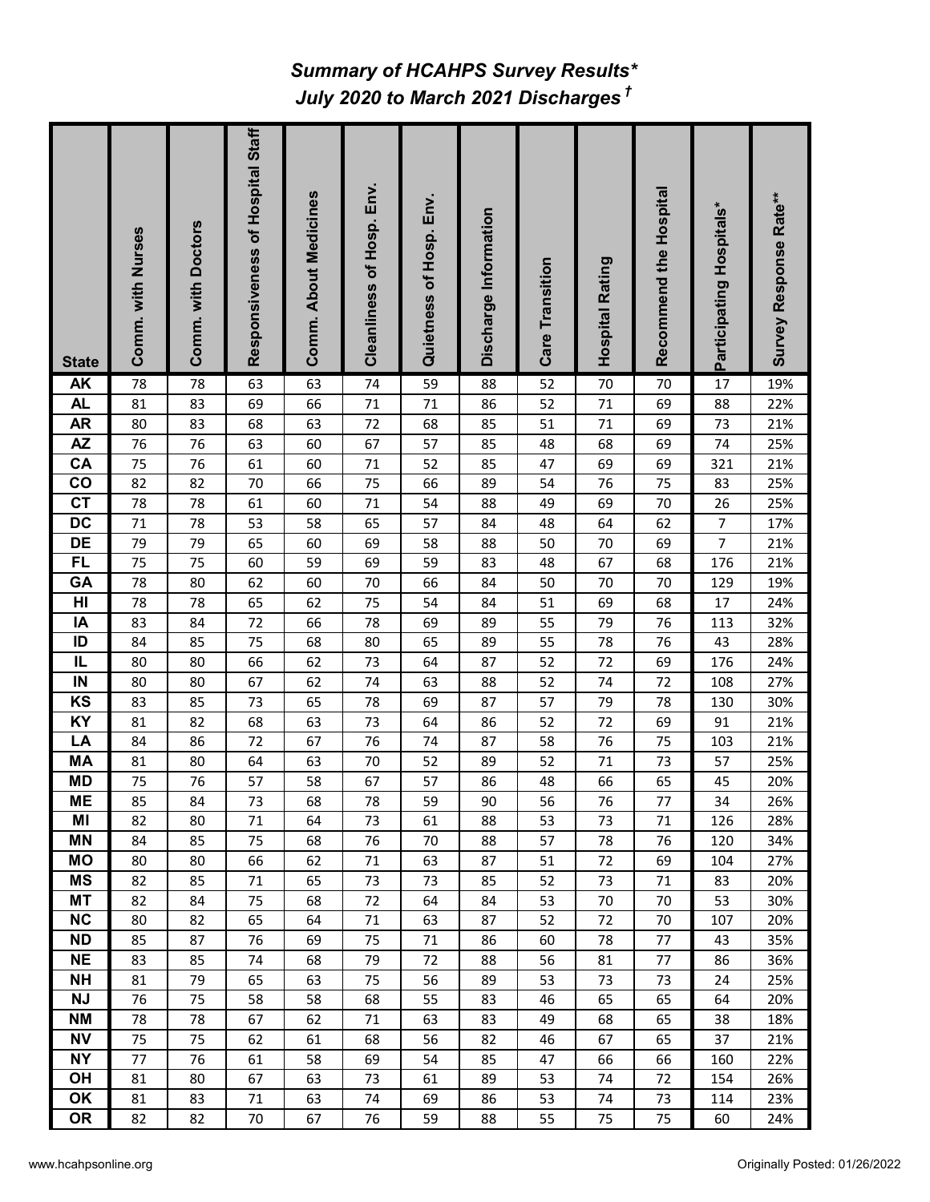# *Summary of HCAHPS Survey Results**
## *July 2020 to March 2021 Discharges†*

| State | Comm. with Nurses | Comm. with Doctors | Responsiveness of Hospital Staff | Comm. About Medicines | Cleanliness of Hosp. Env. | Quietness of Hosp. Env. | Discharge Information | Care Transition | Hospital Rating | Recommend the Hospital | Participating Hospitals* | Survey Response Rate** |
|---|---|---|---|---|---|---|---|---|---|---|---|---|
| AK | 78 | 78 | 63 | 63 | 74 | 59 | 88 | 52 | 70 | 70 | 17 | 19% |
| AL | 81 | 83 | 69 | 66 | 71 | 71 | 86 | 52 | 71 | 69 | 88 | 22% |
| AR | 80 | 83 | 68 | 63 | 72 | 68 | 85 | 51 | 71 | 69 | 73 | 21% |
| AZ | 76 | 76 | 63 | 60 | 67 | 57 | 85 | 48 | 68 | 69 | 74 | 25% |
| CA | 75 | 76 | 61 | 60 | 71 | 52 | 85 | 47 | 69 | 69 | 321 | 21% |
| CO | 82 | 82 | 70 | 66 | 75 | 66 | 89 | 54 | 76 | 75 | 83 | 25% |
| CT | 78 | 78 | 61 | 60 | 71 | 54 | 88 | 49 | 69 | 70 | 26 | 25% |
| DC | 71 | 78 | 53 | 58 | 65 | 57 | 84 | 48 | 64 | 62 | 7 | 17% |
| DE | 79 | 79 | 65 | 60 | 69 | 58 | 88 | 50 | 70 | 69 | 7 | 21% |
| FL | 75 | 75 | 60 | 59 | 69 | 59 | 83 | 48 | 67 | 68 | 176 | 21% |
| GA | 78 | 80 | 62 | 60 | 70 | 66 | 84 | 50 | 70 | 70 | 129 | 19% |
| HI | 78 | 78 | 65 | 62 | 75 | 54 | 84 | 51 | 69 | 68 | 17 | 24% |
| IA | 83 | 84 | 72 | 66 | 78 | 69 | 89 | 55 | 79 | 76 | 113 | 32% |
| ID | 84 | 85 | 75 | 68 | 80 | 65 | 89 | 55 | 78 | 76 | 43 | 28% |
| IL | 80 | 80 | 66 | 62 | 73 | 64 | 87 | 52 | 72 | 69 | 176 | 24% |
| IN | 80 | 80 | 67 | 62 | 74 | 63 | 88 | 52 | 74 | 72 | 108 | 27% |
| KS | 83 | 85 | 73 | 65 | 78 | 69 | 87 | 57 | 79 | 78 | 130 | 30% |
| KY | 81 | 82 | 68 | 63 | 73 | 64 | 86 | 52 | 72 | 69 | 91 | 21% |
| LA | 84 | 86 | 72 | 67 | 76 | 74 | 87 | 58 | 76 | 75 | 103 | 21% |
| MA | 81 | 80 | 64 | 63 | 70 | 52 | 89 | 52 | 71 | 73 | 57 | 25% |
| MD | 75 | 76 | 57 | 58 | 67 | 57 | 86 | 48 | 66 | 65 | 45 | 20% |
| ME | 85 | 84 | 73 | 68 | 78 | 59 | 90 | 56 | 76 | 77 | 34 | 26% |
| MI | 82 | 80 | 71 | 64 | 73 | 61 | 88 | 53 | 73 | 71 | 126 | 28% |
| MN | 84 | 85 | 75 | 68 | 76 | 70 | 88 | 57 | 78 | 76 | 120 | 34% |
| MO | 80 | 80 | 66 | 62 | 71 | 63 | 87 | 51 | 72 | 69 | 104 | 27% |
| MS | 82 | 85 | 71 | 65 | 73 | 73 | 85 | 52 | 73 | 71 | 83 | 20% |
| MT | 82 | 84 | 75 | 68 | 72 | 64 | 84 | 53 | 70 | 70 | 53 | 30% |
| NC | 80 | 82 | 65 | 64 | 71 | 63 | 87 | 52 | 72 | 70 | 107 | 20% |
| ND | 85 | 87 | 76 | 69 | 75 | 71 | 86 | 60 | 78 | 77 | 43 | 35% |
| NE | 83 | 85 | 74 | 68 | 79 | 72 | 88 | 56 | 81 | 77 | 86 | 36% |
| NH | 81 | 79 | 65 | 63 | 75 | 56 | 89 | 53 | 73 | 73 | 24 | 25% |
| NJ | 76 | 75 | 58 | 58 | 68 | 55 | 83 | 46 | 65 | 65 | 64 | 20% |
| NM | 78 | 78 | 67 | 62 | 71 | 63 | 83 | 49 | 68 | 65 | 38 | 18% |
| NV | 75 | 75 | 62 | 61 | 68 | 56 | 82 | 46 | 67 | 65 | 37 | 21% |
| NY | 77 | 76 | 61 | 58 | 69 | 54 | 85 | 47 | 66 | 66 | 160 | 22% |
| OH | 81 | 80 | 67 | 63 | 73 | 61 | 89 | 53 | 74 | 72 | 154 | 26% |
| OK | 81 | 83 | 71 | 63 | 74 | 69 | 86 | 53 | 74 | 73 | 114 | 23% |
| OR | 82 | 82 | 70 | 67 | 76 | 59 | 88 | 55 | 75 | 75 | 60 | 24% |

www.hcahpsonline.org

Originally Posted: 01/26/2022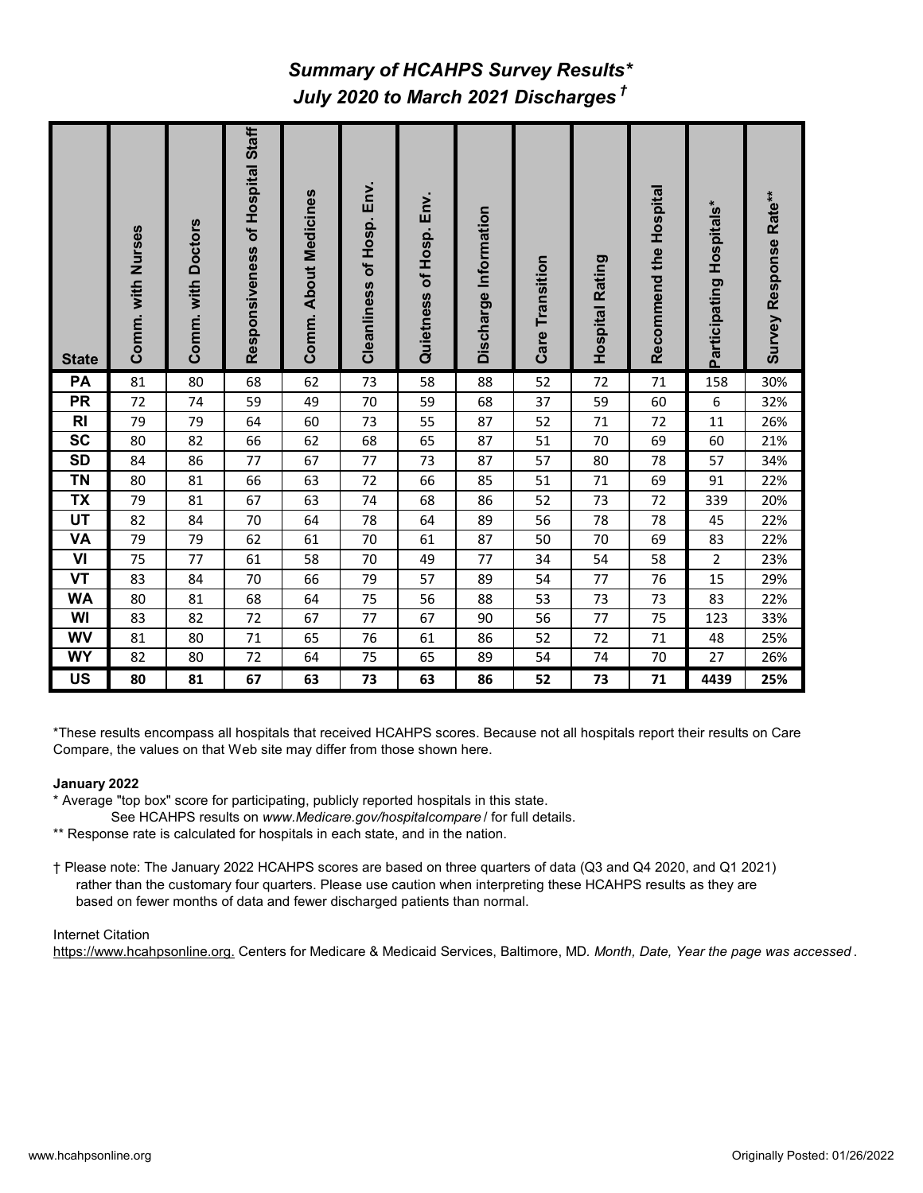## *Summary of HCAHPS Survey Results\**
## *July 2020 to March 2021 Discharges†*

| State | Comm. with Nurses | Comm. with Doctors | Responsiveness of Hospital Staff | Comm. About Medicines | Cleanliness of Hosp. Env. | Quietness of Hosp. Env. | Discharge Information | Care Transition | Hospital Rating | Recommend the Hospital | Participating Hospitals* | Survey Response Rate** |
|---|---|---|---|---|---|---|---|---|---|---|---|---|
| PA | 81 | 80 | 68 | 62 | 73 | 58 | 88 | 52 | 72 | 71 | 158 | 30% |
| PR | 72 | 74 | 59 | 49 | 70 | 59 | 68 | 37 | 59 | 60 | 6 | 32% |
| RI | 79 | 79 | 64 | 60 | 73 | 55 | 87 | 52 | 71 | 72 | 11 | 26% |
| SC | 80 | 82 | 66 | 62 | 68 | 65 | 87 | 51 | 70 | 69 | 60 | 21% |
| SD | 84 | 86 | 77 | 67 | 77 | 73 | 87 | 57 | 80 | 78 | 57 | 34% |
| TN | 80 | 81 | 66 | 63 | 72 | 66 | 85 | 51 | 71 | 69 | 91 | 22% |
| TX | 79 | 81 | 67 | 63 | 74 | 68 | 86 | 52 | 73 | 72 | 339 | 20% |
| UT | 82 | 84 | 70 | 64 | 78 | 64 | 89 | 56 | 78 | 78 | 45 | 22% |
| VA | 79 | 79 | 62 | 61 | 70 | 61 | 87 | 50 | 70 | 69 | 83 | 22% |
| VI | 75 | 77 | 61 | 58 | 70 | 49 | 77 | 34 | 54 | 58 | 2 | 23% |
| VT | 83 | 84 | 70 | 66 | 79 | 57 | 89 | 54 | 77 | 76 | 15 | 29% |
| WA | 80 | 81 | 68 | 64 | 75 | 56 | 88 | 53 | 73 | 73 | 83 | 22% |
| WI | 83 | 82 | 72 | 67 | 77 | 67 | 90 | 56 | 77 | 75 | 123 | 33% |
| WV | 81 | 80 | 71 | 65 | 76 | 61 | 86 | 52 | 72 | 71 | 48 | 25% |
| WY | 82 | 80 | 72 | 64 | 75 | 65 | 89 | 54 | 74 | 70 | 27 | 26% |
| **US** | **80** | **81** | **67** | **63** | **73** | **63** | **86** | **52** | **73** | **71** | **4439** | **25%** |

*These results encompass all hospitals that received HCAHPS scores. Because not all hospitals report their results on Care Compare, the values on that Web site may differ from those shown here.

**January 2022**

* Average "top box" score for participating, publicly reported hospitals in this state.
  See HCAHPS results on *www.Medicare.gov/hospitalcompare* / for full details.

** Response rate is calculated for hospitals in each state, and in the nation.

† Please note: The January 2022 HCAHPS scores are based on three quarters of data (Q3 and Q4 2020, and Q1 2021) rather than the customary four quarters. Please use caution when interpreting these HCAHPS results as they are based on fewer months of data and fewer discharged patients than normal.

Internet Citation
https://www.hcahpsonline.org. Centers for Medicare & Medicaid Services, Baltimore, MD. *Month, Date, Year the page was accessed*.

www.hcahpsonline.org

Originally Posted: 01/26/2022